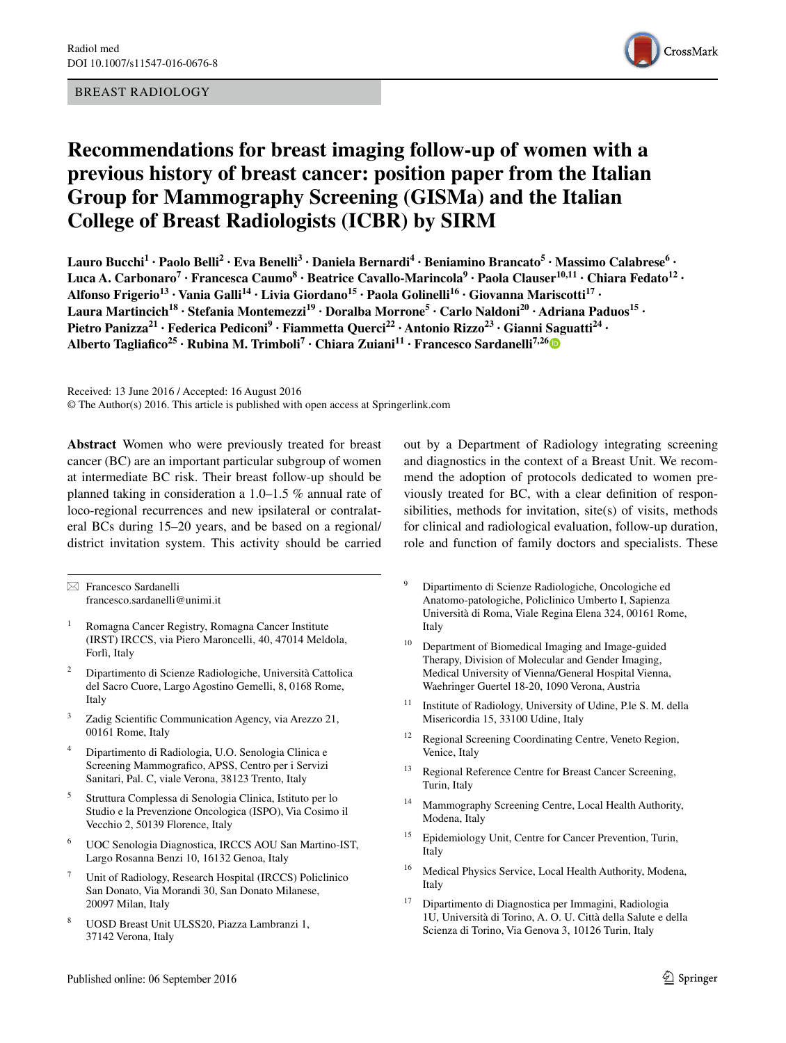BREAST RADIOLOGY

# Recommendations for breast imaging follow-up of women with a previous history of breast cancer: position paper from the Italian Group for Mammography Screening (GISMa) and the Italian College of Breast Radiologists (ICBR) by SIRM

**Lauro Bucchi[1] · Paolo Belli[2] · Eva Benelli[3] · Daniela Bernardi[4] · Beniamino Brancato[5] · Massimo Calabrese[6] · Luca A. Carbonaro[7] · Francesca Caumo[8] · Beatrice Cavallo-Marincola[9] · Paola Clauser[10,11] · Chiara Fedato[12] · Alfonso Frigerio[13] · Vania Galli[14] · Livia Giordano[15] · Paola Golinelli[16] · Giovanna Mariscotti[17] · Laura Martincich[18] · Stefania Montemezzi[19] · Doralba Morrone[5] · Carlo Naldoni[20] · Adriana Paduos[15] · Pietro Panizza[21] · Federica Pediconi[9] · Fiammetta Querci[22] · Antonio Rizzo[23] · Gianni Saguatti[24] · Alberto Tagliafico[25] · Rubina M. Trimboli[7] · Chiara Zuiani[11] · Francesco Sardanelli[7,26]**

Received: 13 June 2016 / Accepted: 16 August 2016
© The Author(s) 2016. This article is published with open access at Springerlink.com

**Abstract** Women who were previously treated for breast cancer (BC) are an important particular subgroup of women at intermediate BC risk. Their breast follow-up should be planned taking in consideration a 1.0–1.5 % annual rate of loco-regional recurrences and new ipsilateral or contralateral BCs during 15–20 years, and be based on a regional/district invitation system. This activity should be carried out by a Department of Radiology integrating screening and diagnostics in the context of a Breast Unit. We recommend the adoption of protocols dedicated to women previously treated for BC, with a clear definition of responsibilities, methods for invitation, site(s) of visits, methods for clinical and radiological evaluation, follow-up duration, role and function of family doctors and specialists. These

✉ Francesco Sardanelli
francesco.sardanelli@unimi.it

1. Romagna Cancer Registry, Romagna Cancer Institute (IRST) IRCCS, via Piero Maroncelli, 40, 47014 Meldola, Forlì, Italy
2. Dipartimento di Scienze Radiologiche, Università Cattolica del Sacro Cuore, Largo Agostino Gemelli, 8, 0168 Rome, Italy
3. Zadig Scientific Communication Agency, via Arezzo 21, 00161 Rome, Italy
4. Dipartimento di Radiologia, U.O. Senologia Clinica e Screening Mammografico, APSS, Centro per i Servizi Sanitari, Pal. C, viale Verona, 38123 Trento, Italy
5. Struttura Complessa di Senologia Clinica, Istituto per lo Studio e la Prevenzione Oncologica (ISPO), Via Cosimo il Vecchio 2, 50139 Florence, Italy
6. UOC Senologia Diagnostica, IRCCS AOU San Martino-IST, Largo Rosanna Benzi 10, 16132 Genoa, Italy
7. Unit of Radiology, Research Hospital (IRCCS) Policlinico San Donato, Via Morandi 30, San Donato Milanese, 20097 Milan, Italy
8. UOSD Breast Unit ULSS20, Piazza Lambranzi 1, 37142 Verona, Italy
9. Dipartimento di Scienze Radiologiche, Oncologiche ed Anatomo-patologiche, Policlinico Umberto I, Sapienza Università di Roma, Viale Regina Elena 324, 00161 Rome, Italy
10. Department of Biomedical Imaging and Image-guided Therapy, Division of Molecular and Gender Imaging, Medical University of Vienna/General Hospital Vienna, Waehringer Guertel 18-20, 1090 Verona, Austria
11. Institute of Radiology, University of Udine, P.le S. M. della Misericordia 15, 33100 Udine, Italy
12. Regional Screening Coordinating Centre, Veneto Region, Venice, Italy
13. Regional Reference Centre for Breast Cancer Screening, Turin, Italy
14. Mammography Screening Centre, Local Health Authority, Modena, Italy
15. Epidemiology Unit, Centre for Cancer Prevention, Turin, Italy
16. Medical Physics Service, Local Health Authority, Modena, Italy
17. Dipartimento di Diagnostica per Immagini, Radiologia 1U, Università di Torino, A. O. U. Città della Salute e della Scienza di Torino, Via Genova 3, 10126 Turin, Italy

Published online: 06 September 2016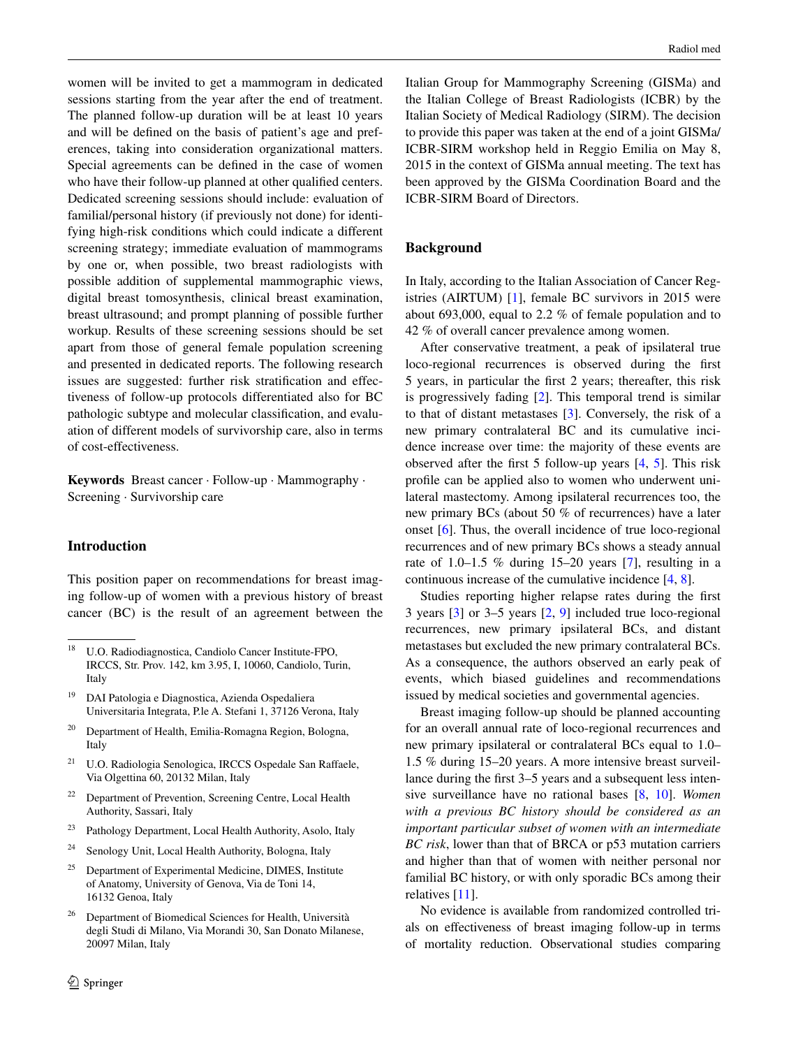women will be invited to get a mammogram in dedicated sessions starting from the year after the end of treatment. The planned follow-up duration will be at least 10 years and will be defined on the basis of patient's age and preferences, taking into consideration organizational matters. Special agreements can be defined in the case of women who have their follow-up planned at other qualified centers. Dedicated screening sessions should include: evaluation of familial/personal history (if previously not done) for identifying high-risk conditions which could indicate a different screening strategy; immediate evaluation of mammograms by one or, when possible, two breast radiologists with possible addition of supplemental mammographic views, digital breast tomosynthesis, clinical breast examination, breast ultrasound; and prompt planning of possible further workup. Results of these screening sessions should be set apart from those of general female population screening and presented in dedicated reports. The following research issues are suggested: further risk stratification and effectiveness of follow-up protocols differentiated also for BC pathologic subtype and molecular classification, and evaluation of different models of survivorship care, also in terms of cost-effectiveness.

**Keywords** Breast cancer · Follow-up · Mammography · Screening · Survivorship care

## Introduction

This position paper on recommendations for breast imaging follow-up of women with a previous history of breast cancer (BC) is the result of an agreement between the Italian Group for Mammography Screening (GISMa) and the Italian College of Breast Radiologists (ICBR) by the Italian Society of Medical Radiology (SIRM). The decision to provide this paper was taken at the end of a joint GISMa/ICBR-SIRM workshop held in Reggio Emilia on May 8, 2015 in the context of GISMa annual meeting. The text has been approved by the GISMa Coordination Board and the ICBR-SIRM Board of Directors.

## Background

In Italy, according to the Italian Association of Cancer Registries (AIRTUM) [1], female BC survivors in 2015 were about 693,000, equal to 2.2 % of female population and to 42 % of overall cancer prevalence among women.

After conservative treatment, a peak of ipsilateral true loco-regional recurrences is observed during the first 5 years, in particular the first 2 years; thereafter, this risk is progressively fading [2]. This temporal trend is similar to that of distant metastases [3]. Conversely, the risk of a new primary contralateral BC and its cumulative incidence increase over time: the majority of these events are observed after the first 5 follow-up years [4, 5]. This risk profile can be applied also to women who underwent unilateral mastectomy. Among ipsilateral recurrences too, the new primary BCs (about 50 % of recurrences) have a later onset [6]. Thus, the overall incidence of true loco-regional recurrences and of new primary BCs shows a steady annual rate of 1.0–1.5 % during 15–20 years [7], resulting in a continuous increase of the cumulative incidence [4, 8].

Studies reporting higher relapse rates during the first 3 years [3] or 3–5 years [2, 9] included true loco-regional recurrences, new primary ipsilateral BCs, and distant metastases but excluded the new primary contralateral BCs. As a consequence, the authors observed an early peak of events, which biased guidelines and recommendations issued by medical societies and governmental agencies.

Breast imaging follow-up should be planned accounting for an overall annual rate of loco-regional recurrences and new primary ipsilateral or contralateral BCs equal to 1.0–1.5 % during 15–20 years. A more intensive breast surveillance during the first 3–5 years and a subsequent less intensive surveillance have no rational bases [8, 10]. *Women with a previous BC history should be considered as an important particular subset of women with an intermediate BC risk*, lower than that of BRCA or p53 mutation carriers and higher than that of women with neither personal nor familial BC history, or with only sporadic BCs among their relatives [11].

No evidence is available from randomized controlled trials on effectiveness of breast imaging follow-up in terms of mortality reduction. Observational studies comparing

---

[18] U.O. Radiodiagnostica, Candiolo Cancer Institute-FPO, IRCCS, Str. Prov. 142, km 3.95, I, 10060, Candiolo, Turin, Italy

[19] DAI Patologia e Diagnostica, Azienda Ospedaliera Universitaria Integrata, P.le A. Stefani 1, 37126 Verona, Italy

[20] Department of Health, Emilia-Romagna Region, Bologna, Italy

[21] U.O. Radiologia Senologica, IRCCS Ospedale San Raffaele, Via Olgettina 60, 20132 Milan, Italy

[22] Department of Prevention, Screening Centre, Local Health Authority, Sassari, Italy

[23] Pathology Department, Local Health Authority, Asolo, Italy

[24] Senology Unit, Local Health Authority, Bologna, Italy

[25] Department of Experimental Medicine, DIMES, Institute of Anatomy, University of Genova, Via de Toni 14, 16132 Genoa, Italy

[26] Department of Biomedical Sciences for Health, Università degli Studi di Milano, Via Morandi 30, San Donato Milanese, 20097 Milan, Italy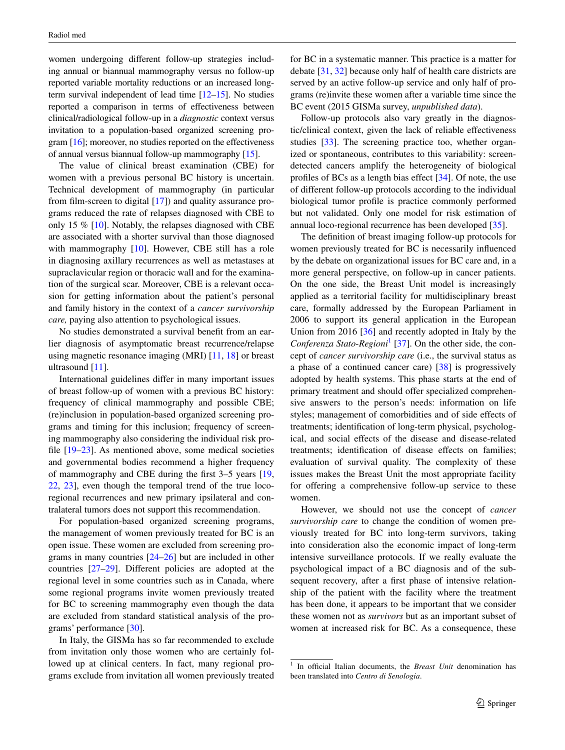women undergoing different follow-up strategies including annual or biannual mammography versus no follow-up reported variable mortality reductions or an increased long-term survival independent of lead time [12–15]. No studies reported a comparison in terms of effectiveness between clinical/radiological follow-up in a *diagnostic* context versus invitation to a population-based organized screening program [16]; moreover, no studies reported on the effectiveness of annual versus biannual follow-up mammography [15].

The value of clinical breast examination (CBE) for women with a previous personal BC history is uncertain. Technical development of mammography (in particular from film-screen to digital [17]) and quality assurance programs reduced the rate of relapses diagnosed with CBE to only 15 % [10]. Notably, the relapses diagnosed with CBE are associated with a shorter survival than those diagnosed with mammography [10]. However, CBE still has a role in diagnosing axillary recurrences as well as metastases at supraclavicular region or thoracic wall and for the examination of the surgical scar. Moreover, CBE is a relevant occasion for getting information about the patient's personal and family history in the context of a *cancer survivorship care,* paying also attention to psychological issues.

No studies demonstrated a survival benefit from an earlier diagnosis of asymptomatic breast recurrence/relapse using magnetic resonance imaging (MRI) [11, 18] or breast ultrasound [11].

International guidelines differ in many important issues of breast follow-up of women with a previous BC history: frequency of clinical mammography and possible CBE; (re)inclusion in population-based organized screening programs and timing for this inclusion; frequency of screening mammography also considering the individual risk profile [19–23]. As mentioned above, some medical societies and governmental bodies recommend a higher frequency of mammography and CBE during the first 3–5 years [19, 22, 23], even though the temporal trend of the true loco-regional recurrences and new primary ipsilateral and contralateral tumors does not support this recommendation.

For population-based organized screening programs, the management of women previously treated for BC is an open issue. These women are excluded from screening programs in many countries [24–26] but are included in other countries [27–29]. Different policies are adopted at the regional level in some countries such as in Canada, where some regional programs invite women previously treated for BC to screening mammography even though the data are excluded from standard statistical analysis of the programs' performance [30].

In Italy, the GISMa has so far recommended to exclude from invitation only those women who are certainly followed up at clinical centers. In fact, many regional programs exclude from invitation all women previously treated for BC in a systematic manner. This practice is a matter for debate [31, 32] because only half of health care districts are served by an active follow-up service and only half of programs (re)invite these women after a variable time since the BC event (2015 GISMa survey, *unpublished data*).

Follow-up protocols also vary greatly in the diagnostic/clinical context, given the lack of reliable effectiveness studies [33]. The screening practice too, whether organized or spontaneous, contributes to this variability: screen-detected cancers amplify the heterogeneity of biological profiles of BCs as a length bias effect [34]. Of note, the use of different follow-up protocols according to the individual biological tumor profile is practice commonly performed but not validated. Only one model for risk estimation of annual loco-regional recurrence has been developed [35].

The definition of breast imaging follow-up protocols for women previously treated for BC is necessarily influenced by the debate on organizational issues for BC care and, in a more general perspective, on follow-up in cancer patients. On the one side, the Breast Unit model is increasingly applied as a territorial facility for multidisciplinary breast care, formally addressed by the European Parliament in 2006 to support its general application in the European Union from 2016 [36] and recently adopted in Italy by the *Conferenza Stato-Regioni*[1] [37]. On the other side, the concept of *cancer survivorship care* (i.e., the survival status as a phase of a continued cancer care) [38] is progressively adopted by health systems. This phase starts at the end of primary treatment and should offer specialized comprehensive answers to the person's needs: information on life styles; management of comorbidities and of side effects of treatments; identification of long-term physical, psychological, and social effects of the disease and disease-related treatments; identification of disease effects on families; evaluation of survival quality. The complexity of these issues makes the Breast Unit the most appropriate facility for offering a comprehensive follow-up service to these women.

However, we should not use the concept of *cancer survivorship care* to change the condition of women previously treated for BC into long-term survivors, taking into consideration also the economic impact of long-term intensive surveillance protocols. If we really evaluate the psychological impact of a BC diagnosis and of the subsequent recovery, after a first phase of intensive relationship of the patient with the facility where the treatment has been done, it appears to be important that we consider these women not as *survivors* but as an important subset of women at increased risk for BC. As a consequence, these

[1] In official Italian documents, the *Breast Unit* denomination has been translated into *Centro di Senologia*.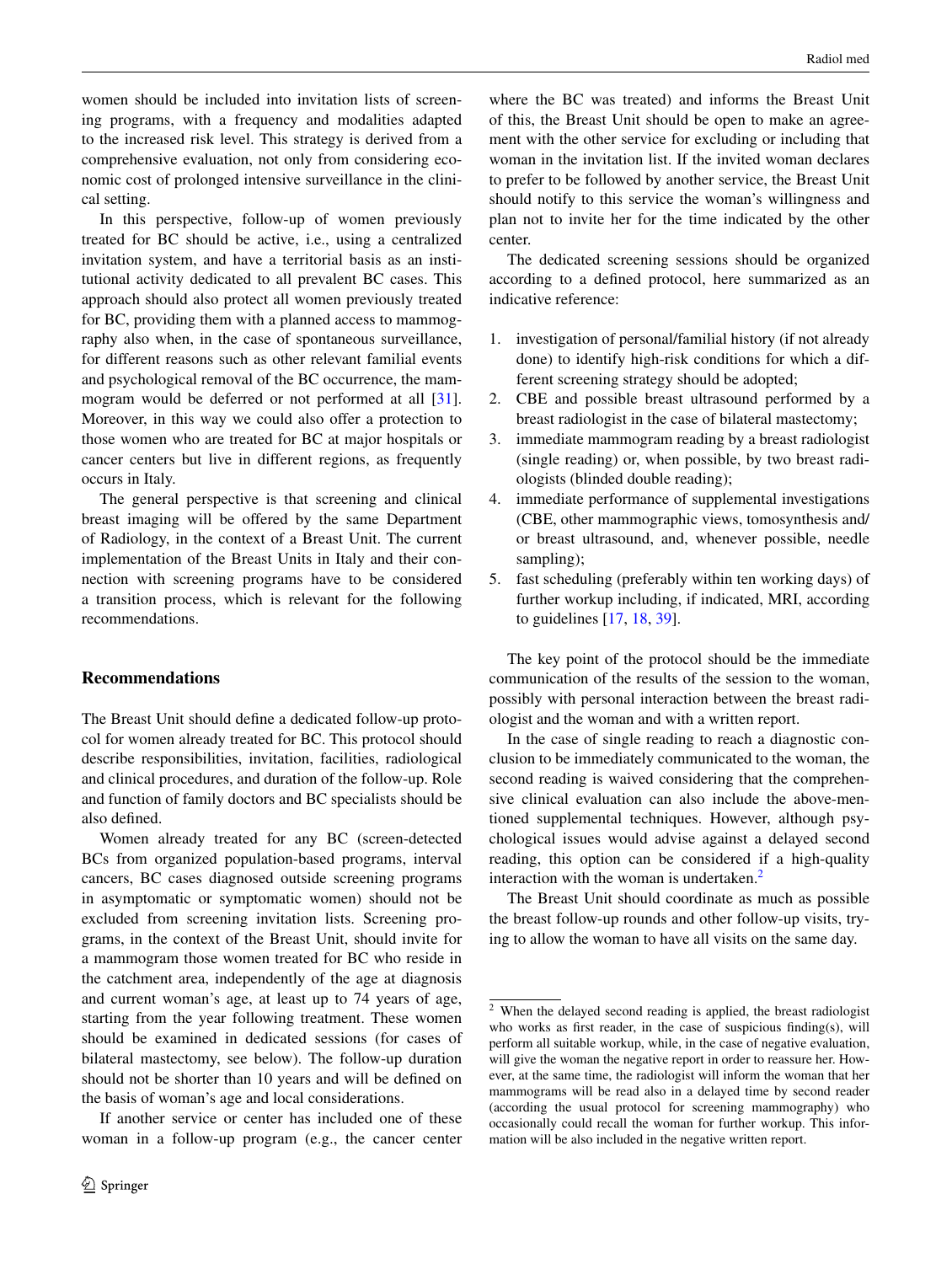women should be included into invitation lists of screening programs, with a frequency and modalities adapted to the increased risk level. This strategy is derived from a comprehensive evaluation, not only from considering economic cost of prolonged intensive surveillance in the clinical setting.

In this perspective, follow-up of women previously treated for BC should be active, i.e., using a centralized invitation system, and have a territorial basis as an institutional activity dedicated to all prevalent BC cases. This approach should also protect all women previously treated for BC, providing them with a planned access to mammography also when, in the case of spontaneous surveillance, for different reasons such as other relevant familial events and psychological removal of the BC occurrence, the mammogram would be deferred or not performed at all [31]. Moreover, in this way we could also offer a protection to those women who are treated for BC at major hospitals or cancer centers but live in different regions, as frequently occurs in Italy.

The general perspective is that screening and clinical breast imaging will be offered by the same Department of Radiology, in the context of a Breast Unit. The current implementation of the Breast Units in Italy and their connection with screening programs have to be considered a transition process, which is relevant for the following recommendations.

## Recommendations

The Breast Unit should define a dedicated follow-up protocol for women already treated for BC. This protocol should describe responsibilities, invitation, facilities, radiological and clinical procedures, and duration of the follow-up. Role and function of family doctors and BC specialists should be also defined.

Women already treated for any BC (screen-detected BCs from organized population-based programs, interval cancers, BC cases diagnosed outside screening programs in asymptomatic or symptomatic women) should not be excluded from screening invitation lists. Screening programs, in the context of the Breast Unit, should invite for a mammogram those women treated for BC who reside in the catchment area, independently of the age at diagnosis and current woman's age, at least up to 74 years of age, starting from the year following treatment. These women should be examined in dedicated sessions (for cases of bilateral mastectomy, see below). The follow-up duration should not be shorter than 10 years and will be defined on the basis of woman's age and local considerations.

If another service or center has included one of these woman in a follow-up program (e.g., the cancer center where the BC was treated) and informs the Breast Unit of this, the Breast Unit should be open to make an agreement with the other service for excluding or including that woman in the invitation list. If the invited woman declares to prefer to be followed by another service, the Breast Unit should notify to this service the woman's willingness and plan not to invite her for the time indicated by the other center.

The dedicated screening sessions should be organized according to a defined protocol, here summarized as an indicative reference:

1. investigation of personal/familial history (if not already done) to identify high-risk conditions for which a different screening strategy should be adopted;
2. CBE and possible breast ultrasound performed by a breast radiologist in the case of bilateral mastectomy;
3. immediate mammogram reading by a breast radiologist (single reading) or, when possible, by two breast radiologists (blinded double reading);
4. immediate performance of supplemental investigations (CBE, other mammographic views, tomosynthesis and/or breast ultrasound, and, whenever possible, needle sampling);
5. fast scheduling (preferably within ten working days) of further workup including, if indicated, MRI, according to guidelines [17, 18, 39].

The key point of the protocol should be the immediate communication of the results of the session to the woman, possibly with personal interaction between the breast radiologist and the woman and with a written report.

In the case of single reading to reach a diagnostic conclusion to be immediately communicated to the woman, the second reading is waived considering that the comprehensive clinical evaluation can also include the above-mentioned supplemental techniques. However, although psychological issues would advise against a delayed second reading, this option can be considered if a high-quality interaction with the woman is undertaken.[2]

The Breast Unit should coordinate as much as possible the breast follow-up rounds and other follow-up visits, trying to allow the woman to have all visits on the same day.

[2] When the delayed second reading is applied, the breast radiologist who works as first reader, in the case of suspicious finding(s), will perform all suitable workup, while, in the case of negative evaluation, will give the woman the negative report in order to reassure her. However, at the same time, the radiologist will inform the woman that her mammograms will be read also in a delayed time by second reader (according the usual protocol for screening mammography) who occasionally could recall the woman for further workup. This information will be also included in the negative written report.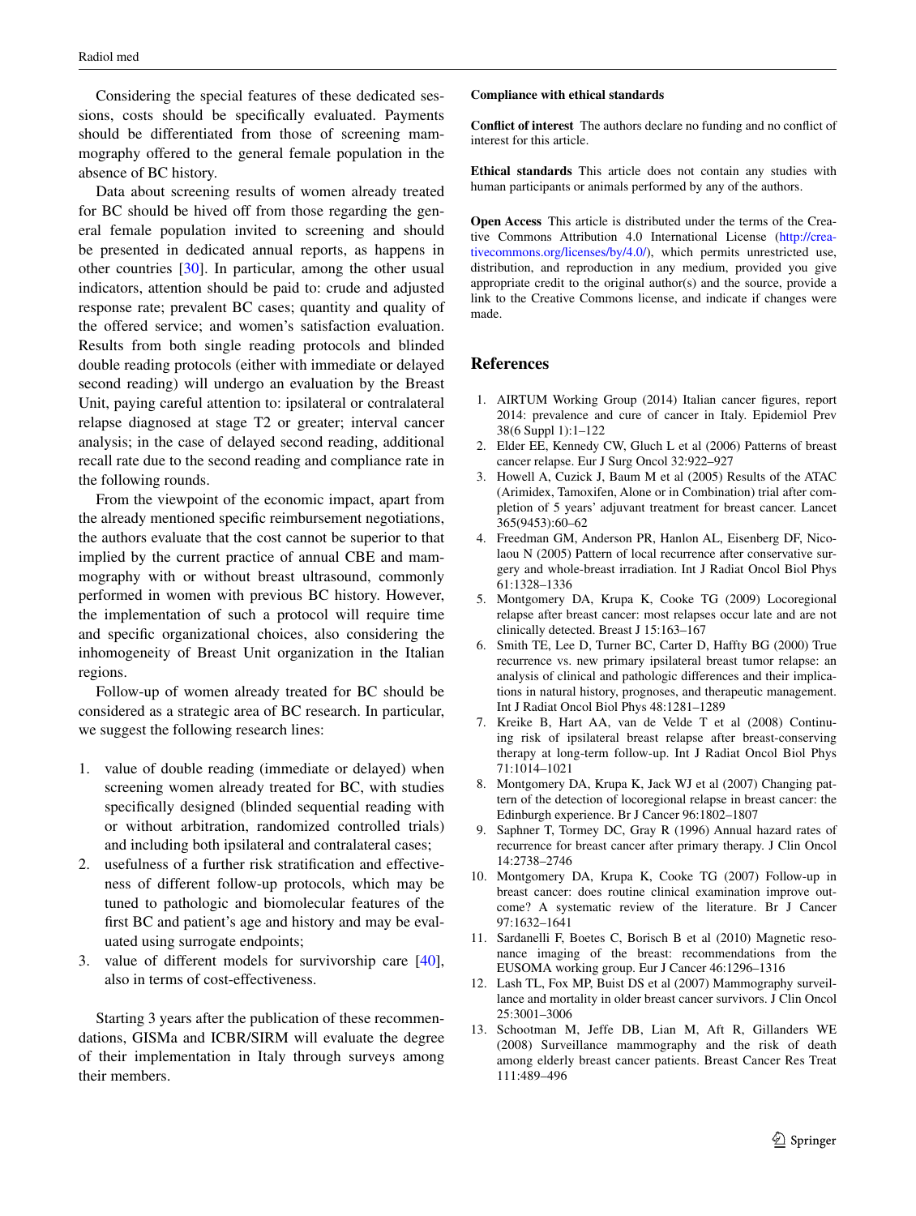Considering the special features of these dedicated sessions, costs should be specifically evaluated. Payments should be differentiated from those of screening mammography offered to the general female population in the absence of BC history.

Data about screening results of women already treated for BC should be hived off from those regarding the general female population invited to screening and should be presented in dedicated annual reports, as happens in other countries [30]. In particular, among the other usual indicators, attention should be paid to: crude and adjusted response rate; prevalent BC cases; quantity and quality of the offered service; and women's satisfaction evaluation. Results from both single reading protocols and blinded double reading protocols (either with immediate or delayed second reading) will undergo an evaluation by the Breast Unit, paying careful attention to: ipsilateral or contralateral relapse diagnosed at stage T2 or greater; interval cancer analysis; in the case of delayed second reading, additional recall rate due to the second reading and compliance rate in the following rounds.

From the viewpoint of the economic impact, apart from the already mentioned specific reimbursement negotiations, the authors evaluate that the cost cannot be superior to that implied by the current practice of annual CBE and mammography with or without breast ultrasound, commonly performed in women with previous BC history. However, the implementation of such a protocol will require time and specific organizational choices, also considering the inhomogeneity of Breast Unit organization in the Italian regions.

Follow-up of women already treated for BC should be considered as a strategic area of BC research. In particular, we suggest the following research lines:

1. value of double reading (immediate or delayed) when screening women already treated for BC, with studies specifically designed (blinded sequential reading with or without arbitration, randomized controlled trials) and including both ipsilateral and contralateral cases;
2. usefulness of a further risk stratification and effectiveness of different follow-up protocols, which may be tuned to pathologic and biomolecular features of the first BC and patient's age and history and may be evaluated using surrogate endpoints;
3. value of different models for survivorship care [40], also in terms of cost-effectiveness.

Starting 3 years after the publication of these recommendations, GISMa and ICBR/SIRM will evaluate the degree of their implementation in Italy through surveys among their members.

**Compliance with ethical standards**

**Conflict of interest** The authors declare no funding and no conflict of interest for this article.

**Ethical standards** This article does not contain any studies with human participants or animals performed by any of the authors.

**Open Access** This article is distributed under the terms of the Creative Commons Attribution 4.0 International License (http://creativecommons.org/licenses/by/4.0/), which permits unrestricted use, distribution, and reproduction in any medium, provided you give appropriate credit to the original author(s) and the source, provide a link to the Creative Commons license, and indicate if changes were made.

## References

1. AIRTUM Working Group (2014) Italian cancer figures, report 2014: prevalence and cure of cancer in Italy. Epidemiol Prev 38(6 Suppl 1):1–122
2. Elder EE, Kennedy CW, Gluch L et al (2006) Patterns of breast cancer relapse. Eur J Surg Oncol 32:922–927
3. Howell A, Cuzick J, Baum M et al (2005) Results of the ATAC (Arimidex, Tamoxifen, Alone or in Combination) trial after completion of 5 years' adjuvant treatment for breast cancer. Lancet 365(9453):60–62
4. Freedman GM, Anderson PR, Hanlon AL, Eisenberg DF, Nicolaou N (2005) Pattern of local recurrence after conservative surgery and whole-breast irradiation. Int J Radiat Oncol Biol Phys 61:1328–1336
5. Montgomery DA, Krupa K, Cooke TG (2009) Locoregional relapse after breast cancer: most relapses occur late and are not clinically detected. Breast J 15:163–167
6. Smith TE, Lee D, Turner BC, Carter D, Haffty BG (2000) True recurrence vs. new primary ipsilateral breast tumor relapse: an analysis of clinical and pathologic differences and their implications in natural history, prognoses, and therapeutic management. Int J Radiat Oncol Biol Phys 48:1281–1289
7. Kreike B, Hart AA, van de Velde T et al (2008) Continuing risk of ipsilateral breast relapse after breast-conserving therapy at long-term follow-up. Int J Radiat Oncol Biol Phys 71:1014–1021
8. Montgomery DA, Krupa K, Jack WJ et al (2007) Changing pattern of the detection of locoregional relapse in breast cancer: the Edinburgh experience. Br J Cancer 96:1802–1807
9. Saphner T, Tormey DC, Gray R (1996) Annual hazard rates of recurrence for breast cancer after primary therapy. J Clin Oncol 14:2738–2746
10. Montgomery DA, Krupa K, Cooke TG (2007) Follow-up in breast cancer: does routine clinical examination improve outcome? A systematic review of the literature. Br J Cancer 97:1632–1641
11. Sardanelli F, Boetes C, Borisch B et al (2010) Magnetic resonance imaging of the breast: recommendations from the EUSOMA working group. Eur J Cancer 46:1296–1316
12. Lash TL, Fox MP, Buist DS et al (2007) Mammography surveillance and mortality in older breast cancer survivors. J Clin Oncol 25:3001–3006
13. Schootman M, Jeffe DB, Lian M, Aft R, Gillanders WE (2008) Surveillance mammography and the risk of death among elderly breast cancer patients. Breast Cancer Res Treat 111:489–496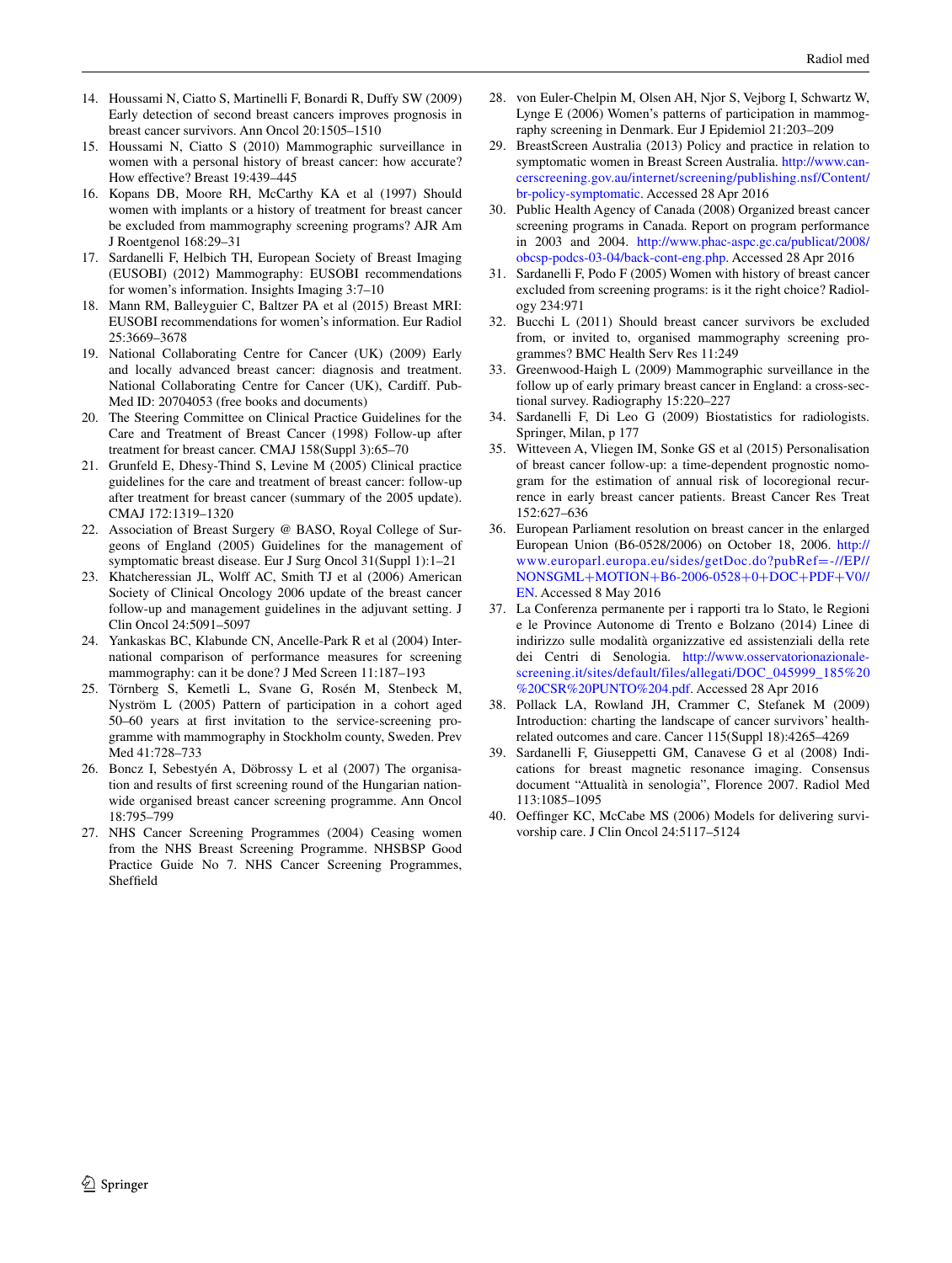14. Houssami N, Ciatto S, Martinelli F, Bonardi R, Duffy SW (2009) Early detection of second breast cancers improves prognosis in breast cancer survivors. Ann Oncol 20:1505–1510
15. Houssami N, Ciatto S (2010) Mammographic surveillance in women with a personal history of breast cancer: how accurate? How effective? Breast 19:439–445
16. Kopans DB, Moore RH, McCarthy KA et al (1997) Should women with implants or a history of treatment for breast cancer be excluded from mammography screening programs? AJR Am J Roentgenol 168:29–31
17. Sardanelli F, Helbich TH, European Society of Breast Imaging (EUSOBI) (2012) Mammography: EUSOBI recommendations for women's information. Insights Imaging 3:7–10
18. Mann RM, Balleyguier C, Baltzer PA et al (2015) Breast MRI: EUSOBI recommendations for women's information. Eur Radiol 25:3669–3678
19. National Collaborating Centre for Cancer (UK) (2009) Early and locally advanced breast cancer: diagnosis and treatment. National Collaborating Centre for Cancer (UK), Cardiff. PubMed ID: 20704053 (free books and documents)
20. The Steering Committee on Clinical Practice Guidelines for the Care and Treatment of Breast Cancer (1998) Follow-up after treatment for breast cancer. CMAJ 158(Suppl 3):65–70
21. Grunfeld E, Dhesy-Thind S, Levine M (2005) Clinical practice guidelines for the care and treatment of breast cancer: follow-up after treatment for breast cancer (summary of the 2005 update). CMAJ 172:1319–1320
22. Association of Breast Surgery @ BASO, Royal College of Surgeons of England (2005) Guidelines for the management of symptomatic breast disease. Eur J Surg Oncol 31(Suppl 1):1–21
23. Khatcheressian JL, Wolff AC, Smith TJ et al (2006) American Society of Clinical Oncology 2006 update of the breast cancer follow-up and management guidelines in the adjuvant setting. J Clin Oncol 24:5091–5097
24. Yankaskas BC, Klabunde CN, Ancelle-Park R et al (2004) International comparison of performance measures for screening mammography: can it be done? J Med Screen 11:187–193
25. Törnberg S, Kemetli L, Svane G, Rosén M, Stenbeck M, Nyström L (2005) Pattern of participation in a cohort aged 50–60 years at first invitation to the service-screening programme with mammography in Stockholm county, Sweden. Prev Med 41:728–733
26. Boncz I, Sebestyén A, Döbrossy L et al (2007) The organisation and results of first screening round of the Hungarian nationwide organised breast cancer screening programme. Ann Oncol 18:795–799
27. NHS Cancer Screening Programmes (2004) Ceasing women from the NHS Breast Screening Programme. NHSBSP Good Practice Guide No 7. NHS Cancer Screening Programmes, Sheffield
28. von Euler-Chelpin M, Olsen AH, Njor S, Vejborg I, Schwartz W, Lynge E (2006) Women's patterns of participation in mammography screening in Denmark. Eur J Epidemiol 21:203–209
29. BreastScreen Australia (2013) Policy and practice in relation to symptomatic women in Breast Screen Australia. http://www.cancerscreening.gov.au/internet/screening/publishing.nsf/Content/br-policy-symptomatic. Accessed 28 Apr 2016
30. Public Health Agency of Canada (2008) Organized breast cancer screening programs in Canada. Report on program performance in 2003 and 2004. http://www.phac-aspc.gc.ca/publicat/2008/obcsp-podcs-03-04/back-cont-eng.php. Accessed 28 Apr 2016
31. Sardanelli F, Podo F (2005) Women with history of breast cancer excluded from screening programs: is it the right choice? Radiology 234:971
32. Bucchi L (2011) Should breast cancer survivors be excluded from, or invited to, organised mammography screening programmes? BMC Health Serv Res 11:249
33. Greenwood-Haigh L (2009) Mammographic surveillance in the follow up of early primary breast cancer in England: a cross-sectional survey. Radiography 15:220–227
34. Sardanelli F, Di Leo G (2009) Biostatistics for radiologists. Springer, Milan, p 177
35. Witteveen A, Vliegen IM, Sonke GS et al (2015) Personalisation of breast cancer follow-up: a time-dependent prognostic nomogram for the estimation of annual risk of locoregional recurrence in early breast cancer patients. Breast Cancer Res Treat 152:627–636
36. European Parliament resolution on breast cancer in the enlarged European Union (B6-0528/2006) on October 18, 2006. http://www.europarl.europa.eu/sides/getDoc.do?pubRef=-//EP//NONSGML+MOTION+B6-2006-0528+0+DOC+PDF+V0//EN. Accessed 8 May 2016
37. La Conferenza permanente per i rapporti tra lo Stato, le Regioni e le Province Autonome di Trento e Bolzano (2014) Linee di indirizzo sulle modalità organizzative ed assistenziali della rete dei Centri di Senologia. http://www.osservatorionazionale-screening.it/sites/default/files/allegati/DOC_045999_185%20%20CSR%20PUNTO%204.pdf. Accessed 28 Apr 2016
38. Pollack LA, Rowland JH, Crammer C, Stefanek M (2009) Introduction: charting the landscape of cancer survivors' health-related outcomes and care. Cancer 115(Suppl 18):4265–4269
39. Sardanelli F, Giuseppetti GM, Canavese G et al (2008) Indications for breast magnetic resonance imaging. Consensus document "Attualità in senologia", Florence 2007. Radiol Med 113:1085–1095
40. Oeffinger KC, McCabe MS (2006) Models for delivering survivorship care. J Clin Oncol 24:5117–5124